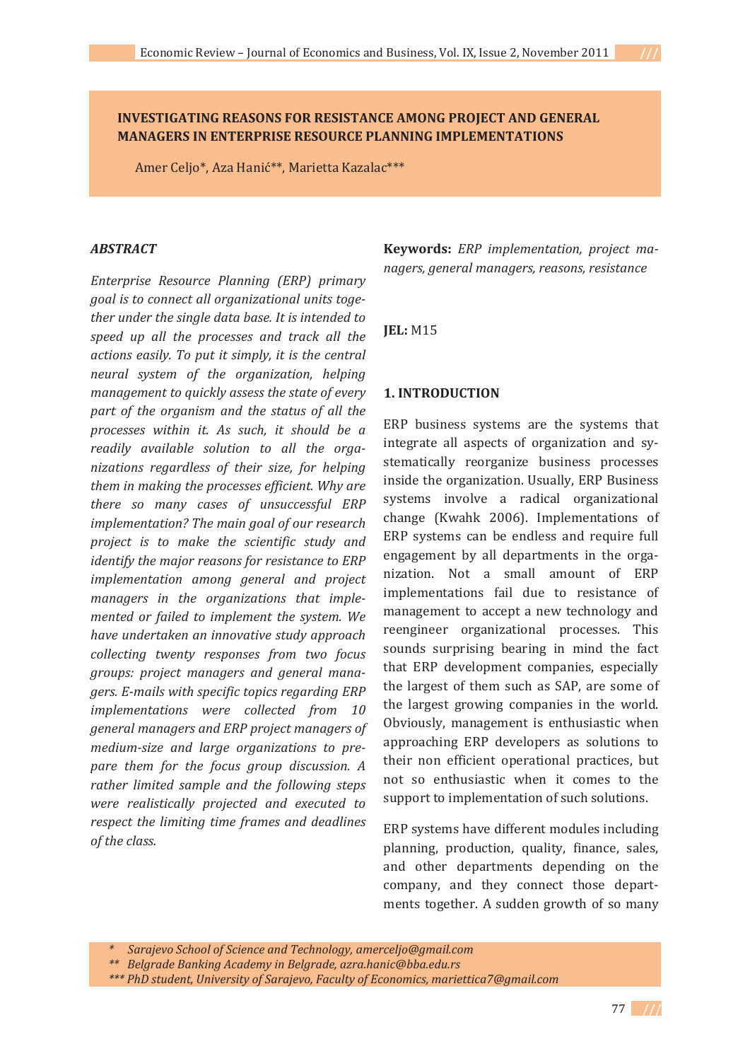# INVESTIGATING REASONS FOR RESISTANCE AMONG PROJECT AND GENERAL MANAGERS IN ENTERPRISE RESOURCE PLANNING IMPLEMENTATIONS

Amer Celjo*, Aza Hanić**, Marietta Kazalac***

### *ABSTRACT*

*Enterprise Resource Planning (ERP) primary goal is to connect all organizational units together under the single data base. It is intended to speed up all the processes and track all the actions easily. To put it simply, it is the central neural system of the organization, helping management to quickly assess the state of every part of the organism and the status of all the processes within it. As such, it should be a readily available solution to all the organizations regardless of their size, for helping them in making the processes efficient. Why are there so many cases of unsuccessful ERP implementation? The main goal of our research project is to make the scientific study and identify the major reasons for resistance to ERP implementation among general and project managers in the organizations that implemented or failed to implement the system. We have undertaken an innovative study approach collecting twenty responses from two focus groups: project managers and general managers. E-mails with specific topics regarding ERP implementations were collected from 10 general managers and ERP project managers of medium-size and large organizations to prepare them for the focus group discussion. A rather limited sample and the following steps were realistically projected and executed to respect the limiting time frames and deadlines of the class.*

**Keywords:** *ERP implementation, project managers, general managers, reasons, resistance*

**JEL:** M15

## 1. INTRODUCTION

ERP business systems are the systems that integrate all aspects of organization and systematically reorganize business processes inside the organization. Usually, ERP Business systems involve a radical organizational change (Kwahk 2006). Implementations of ERP systems can be endless and require full engagement by all departments in the organization. Not a small amount of ERP implementations fail due to resistance of management to accept a new technology and reengineer organizational processes. This sounds surprising bearing in mind the fact that ERP development companies, especially the largest of them such as SAP, are some of the largest growing companies in the world. Obviously, management is enthusiastic when approaching ERP developers as solutions to their non efficient operational practices, but not so enthusiastic when it comes to the support to implementation of such solutions.

ERP systems have different modules including planning, production, quality, finance, sales, and other departments depending on the company, and they connect those departments together. A sudden growth of so many

\* *Sarajevo School of Science and Technology, amerceljo@gmail.com*

\*\* *Belgrade Banking Academy in Belgrade, azra.hanic@bba.edu.rs*

\*\*\* *PhD student, University of Sarajevo, Faculty of Economics, mariettica7@gmail.com*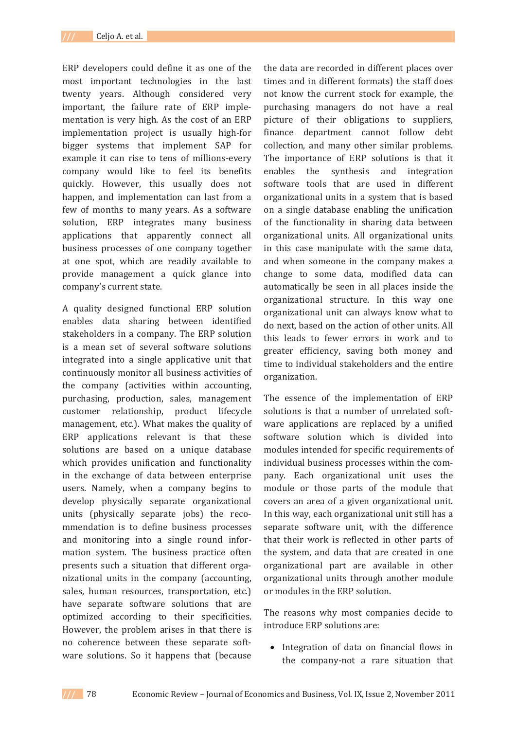ERP developers could define it as one of the most important technologies in the last twenty years. Although considered very important, the failure rate of ERP implementation is very high. As the cost of an ERP implementation project is usually high-for bigger systems that implement SAP for example it can rise to tens of millions-every company would like to feel its benefits quickly. However, this usually does not happen, and implementation can last from a few of months to many years. As a software solution, ERP integrates many business applications that apparently connect all business processes of one company together at one spot, which are readily available to provide management a quick glance into company's current state.

A quality designed functional ERP solution enables data sharing between identified stakeholders in a company. The ERP solution is a mean set of several software solutions integrated into a single applicative unit that continuously monitor all business activities of the company (activities within accounting, purchasing, production, sales, management customer relationship, product lifecycle management, etc.). What makes the quality of ERP applications relevant is that these solutions are based on a unique database which provides unification and functionality in the exchange of data between enterprise users. Namely, when a company begins to develop physically separate organizational units (physically separate jobs) the recommendation is to define business processes and monitoring into a single round information system. The business practice often presents such a situation that different organizational units in the company (accounting, sales, human resources, transportation, etc.) have separate software solutions that are optimized according to their specificities. However, the problem arises in that there is no coherence between these separate software solutions. So it happens that (because the data are recorded in different places over times and in different formats) the staff does not know the current stock for example, the purchasing managers do not have a real picture of their obligations to suppliers, finance department cannot follow debt collection, and many other similar problems. The importance of ERP solutions is that it enables the synthesis and integration software tools that are used in different organizational units in a system that is based on a single database enabling the unification of the functionality in sharing data between organizational units. All organizational units in this case manipulate with the same data, and when someone in the company makes a change to some data, modified data can automatically be seen in all places inside the organizational structure. In this way one organizational unit can always know what to do next, based on the action of other units. All this leads to fewer errors in work and to greater efficiency, saving both money and time to individual stakeholders and the entire organization.

The essence of the implementation of ERP solutions is that a number of unrelated software applications are replaced by a unified software solution which is divided into modules intended for specific requirements of individual business processes within the company. Each organizational unit uses the module or those parts of the module that covers an area of a given organizational unit. In this way, each organizational unit still has a separate software unit, with the difference that their work is reflected in other parts of the system, and data that are created in one organizational part are available in other organizational units through another module or modules in the ERP solution.

The reasons why most companies decide to introduce ERP solutions are:

- Integration of data on financial flows in the company-not a rare situation that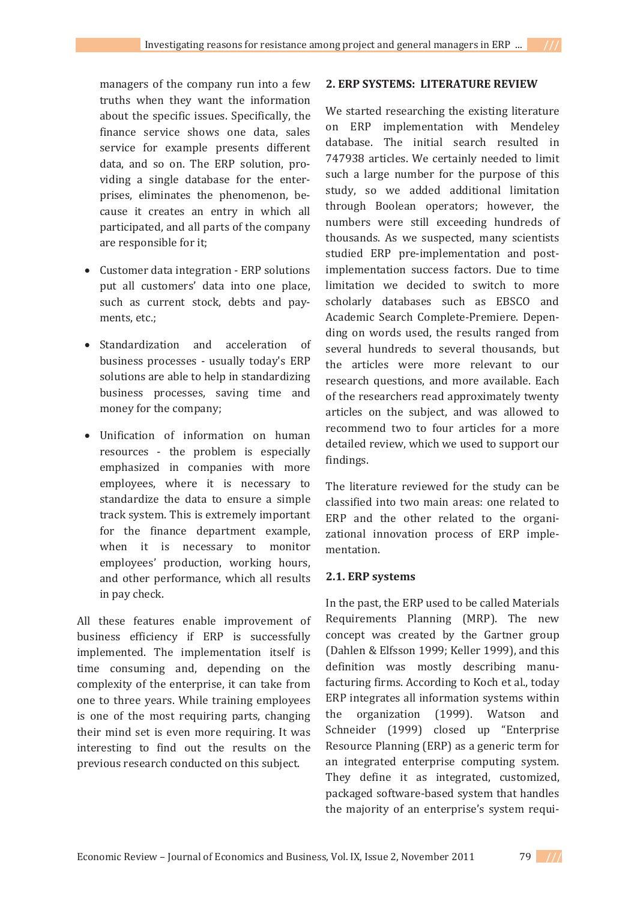managers of the company run into a few truths when they want the information about the specific issues. Specifically, the finance service shows one data, sales service for example presents different data, and so on. The ERP solution, providing a single database for the enterprises, eliminates the phenomenon, because it creates an entry in which all participated, and all parts of the company are responsible for it;

- Customer data integration - ERP solutions put all customers' data into one place, such as current stock, debts and payments, etc.;
- Standardization and acceleration of business processes - usually today's ERP solutions are able to help in standardizing business processes, saving time and money for the company;
- Unification of information on human resources - the problem is especially emphasized in companies with more employees, where it is necessary to standardize the data to ensure a simple track system. This is extremely important for the finance department example, when it is necessary to monitor employees' production, working hours, and other performance, which all results in pay check.

All these features enable improvement of business efficiency if ERP is successfully implemented. The implementation itself is time consuming and, depending on the complexity of the enterprise, it can take from one to three years. While training employees is one of the most requiring parts, changing their mind set is even more requiring. It was interesting to find out the results on the previous research conducted on this subject.

## 2. ERP SYSTEMS: LITERATURE REVIEW

We started researching the existing literature on ERP implementation with Mendeley database. The initial search resulted in 747938 articles. We certainly needed to limit such a large number for the purpose of this study, so we added additional limitation through Boolean operators; however, the numbers were still exceeding hundreds of thousands. As we suspected, many scientists studied ERP pre-implementation and post-implementation success factors. Due to time limitation we decided to switch to more scholarly databases such as EBSCO and Academic Search Complete-Premiere. Depending on words used, the results ranged from several hundreds to several thousands, but the articles were more relevant to our research questions, and more available. Each of the researchers read approximately twenty articles on the subject, and was allowed to recommend two to four articles for a more detailed review, which we used to support our findings.

The literature reviewed for the study can be classified into two main areas: one related to ERP and the other related to the organizational innovation process of ERP implementation.

### 2.1. ERP systems

In the past, the ERP used to be called Materials Requirements Planning (MRP). The new concept was created by the Gartner group (Dahlen & Elfsson 1999; Keller 1999), and this definition was mostly describing manufacturing firms. According to Koch et al., today ERP integrates all information systems within the organization (1999). Watson and Schneider (1999) closed up "Enterprise Resource Planning (ERP) as a generic term for an integrated enterprise computing system. They define it as integrated, customized, packaged software-based system that handles the majority of an enterprise's system requi-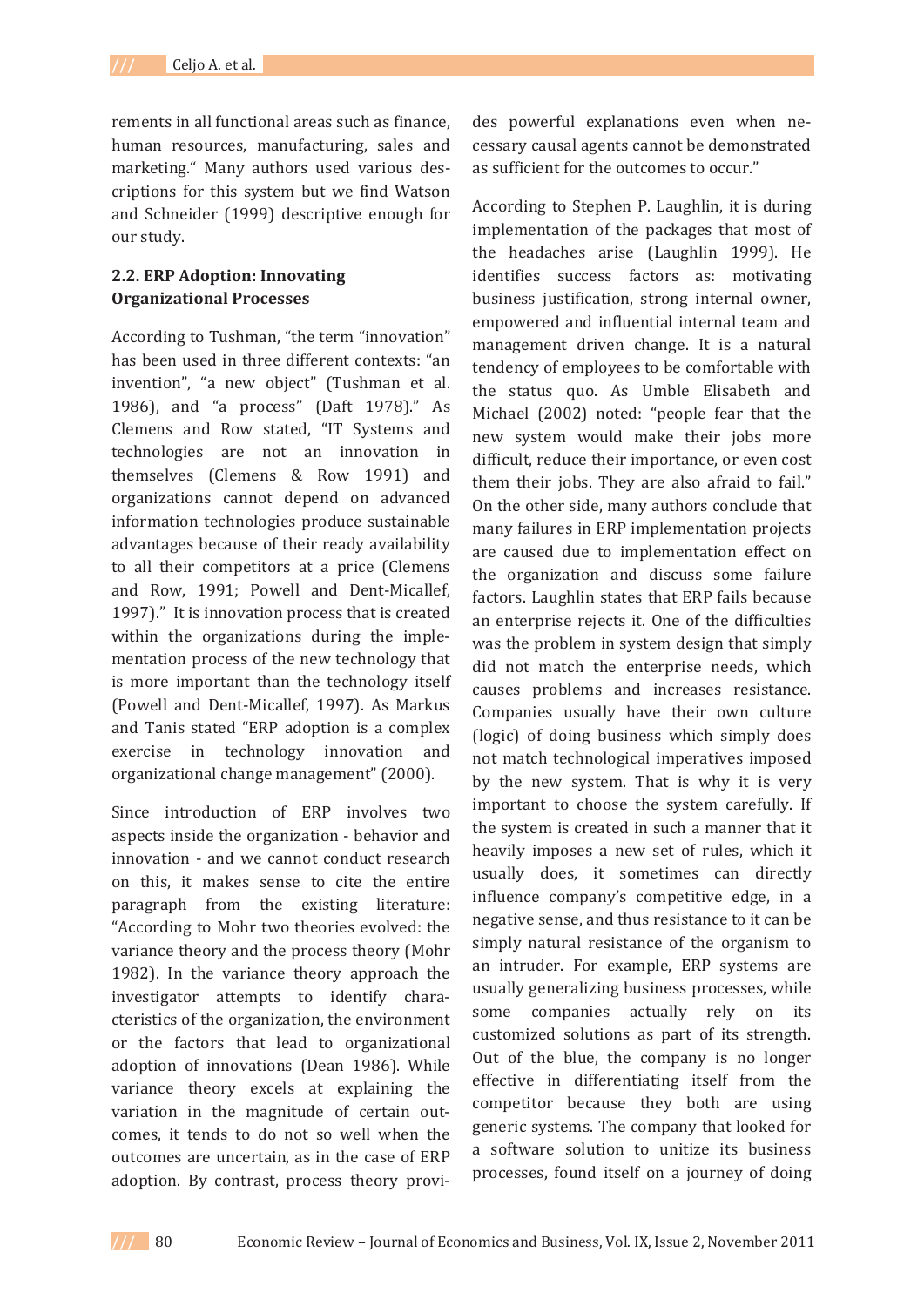rements in all functional areas such as finance, human resources, manufacturing, sales and marketing." Many authors used various descriptions for this system but we find Watson and Schneider (1999) descriptive enough for our study.

## 2.2. ERP Adoption: Innovating Organizational Processes

According to Tushman, "the term "innovation" has been used in three different contexts: "an invention", "a new object" (Tushman et al. 1986), and "a process" (Daft 1978)." As Clemens and Row stated, "IT Systems and technologies are not an innovation in themselves (Clemens & Row 1991) and organizations cannot depend on advanced information technologies produce sustainable advantages because of their ready availability to all their competitors at a price (Clemens and Row, 1991; Powell and Dent-Micallef, 1997)." It is innovation process that is created within the organizations during the implementation process of the new technology that is more important than the technology itself (Powell and Dent-Micallef, 1997). As Markus and Tanis stated "ERP adoption is a complex exercise in technology innovation and organizational change management" (2000).

Since introduction of ERP involves two aspects inside the organization - behavior and innovation - and we cannot conduct research on this, it makes sense to cite the entire paragraph from the existing literature: "According to Mohr two theories evolved: the variance theory and the process theory (Mohr 1982). In the variance theory approach the investigator attempts to identify characteristics of the organization, the environment or the factors that lead to organizational adoption of innovations (Dean 1986). While variance theory excels at explaining the variation in the magnitude of certain outcomes, it tends to do not so well when the outcomes are uncertain, as in the case of ERP adoption. By contrast, process theory provides powerful explanations even when necessary causal agents cannot be demonstrated as sufficient for the outcomes to occur."

According to Stephen P. Laughlin, it is during implementation of the packages that most of the headaches arise (Laughlin 1999). He identifies success factors as: motivating business justification, strong internal owner, empowered and influential internal team and management driven change. It is a natural tendency of employees to be comfortable with the status quo. As Umble Elisabeth and Michael (2002) noted: "people fear that the new system would make their jobs more difficult, reduce their importance, or even cost them their jobs. They are also afraid to fail." On the other side, many authors conclude that many failures in ERP implementation projects are caused due to implementation effect on the organization and discuss some failure factors. Laughlin states that ERP fails because an enterprise rejects it. One of the difficulties was the problem in system design that simply did not match the enterprise needs, which causes problems and increases resistance. Companies usually have their own culture (logic) of doing business which simply does not match technological imperatives imposed by the new system. That is why it is very important to choose the system carefully. If the system is created in such a manner that it heavily imposes a new set of rules, which it usually does, it sometimes can directly influence company's competitive edge, in a negative sense, and thus resistance to it can be simply natural resistance of the organism to an intruder. For example, ERP systems are usually generalizing business processes, while some companies actually rely on its customized solutions as part of its strength. Out of the blue, the company is no longer effective in differentiating itself from the competitor because they both are using generic systems. The company that looked for a software solution to unitize its business processes, found itself on a journey of doing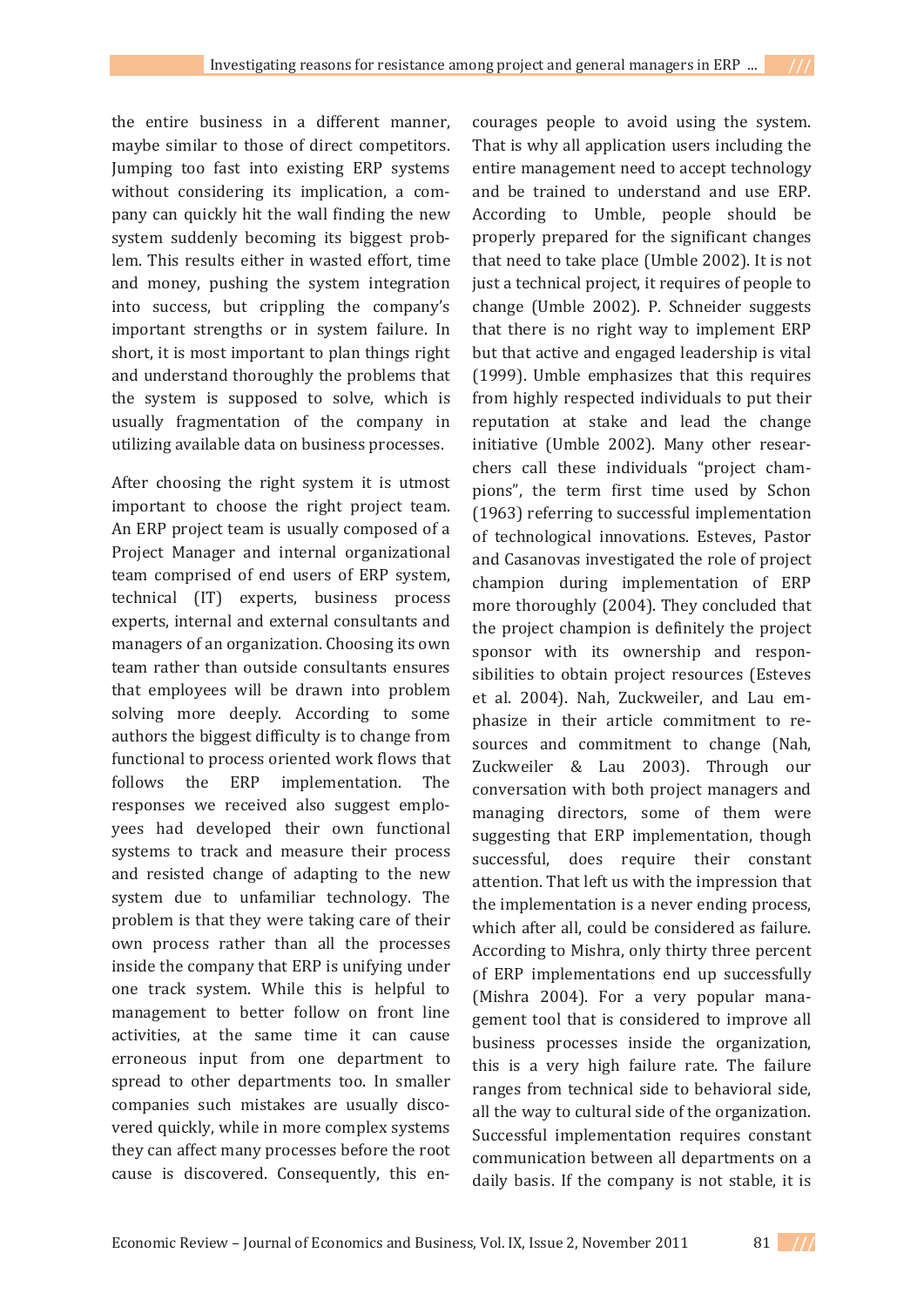the entire business in a different manner, maybe similar to those of direct competitors. Jumping too fast into existing ERP systems without considering its implication, a company can quickly hit the wall finding the new system suddenly becoming its biggest problem. This results either in wasted effort, time and money, pushing the system integration into success, but crippling the company's important strengths or in system failure. In short, it is most important to plan things right and understand thoroughly the problems that the system is supposed to solve, which is usually fragmentation of the company in utilizing available data on business processes.

After choosing the right system it is utmost important to choose the right project team. An ERP project team is usually composed of a Project Manager and internal organizational team comprised of end users of ERP system, technical (IT) experts, business process experts, internal and external consultants and managers of an organization. Choosing its own team rather than outside consultants ensures that employees will be drawn into problem solving more deeply. According to some authors the biggest difficulty is to change from functional to process oriented work flows that follows the ERP implementation. The responses we received also suggest employees had developed their own functional systems to track and measure their process and resisted change of adapting to the new system due to unfamiliar technology. The problem is that they were taking care of their own process rather than all the processes inside the company that ERP is unifying under one track system. While this is helpful to management to better follow on front line activities, at the same time it can cause erroneous input from one department to spread to other departments too. In smaller companies such mistakes are usually discovered quickly, while in more complex systems they can affect many processes before the root cause is discovered. Consequently, this encourages people to avoid using the system. That is why all application users including the entire management need to accept technology and be trained to understand and use ERP. According to Umble, people should be properly prepared for the significant changes that need to take place (Umble 2002). It is not just a technical project, it requires of people to change (Umble 2002). P. Schneider suggests that there is no right way to implement ERP but that active and engaged leadership is vital (1999). Umble emphasizes that this requires from highly respected individuals to put their reputation at stake and lead the change initiative (Umble 2002). Many other researchers call these individuals "project champions", the term first time used by Schon (1963) referring to successful implementation of technological innovations. Esteves, Pastor and Casanovas investigated the role of project champion during implementation of ERP more thoroughly (2004). They concluded that the project champion is definitely the project sponsor with its ownership and responsibilities to obtain project resources (Esteves et al. 2004). Nah, Zuckweiler, and Lau emphasize in their article commitment to resources and commitment to change (Nah, Zuckweiler & Lau 2003). Through our conversation with both project managers and managing directors, some of them were suggesting that ERP implementation, though successful, does require their constant attention. That left us with the impression that the implementation is a never ending process, which after all, could be considered as failure. According to Mishra, only thirty three percent of ERP implementations end up successfully (Mishra 2004). For a very popular management tool that is considered to improve all business processes inside the organization, this is a very high failure rate. The failure ranges from technical side to behavioral side, all the way to cultural side of the organization. Successful implementation requires constant communication between all departments on a daily basis. If the company is not stable, it is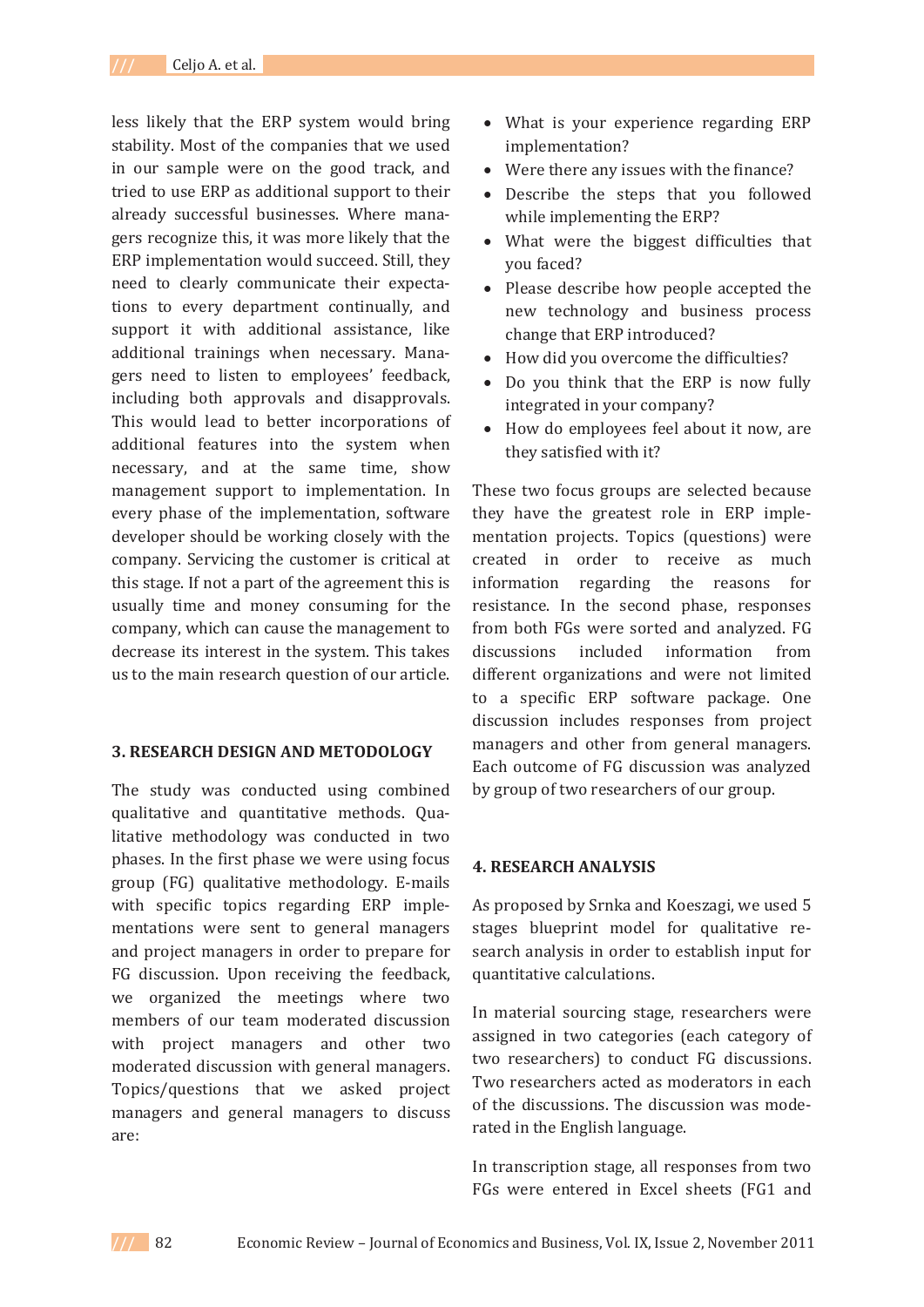less likely that the ERP system would bring stability. Most of the companies that we used in our sample were on the good track, and tried to use ERP as additional support to their already successful businesses. Where managers recognize this, it was more likely that the ERP implementation would succeed. Still, they need to clearly communicate their expectations to every department continually, and support it with additional assistance, like additional trainings when necessary. Managers need to listen to employees' feedback, including both approvals and disapprovals. This would lead to better incorporations of additional features into the system when necessary, and at the same time, show management support to implementation. In every phase of the implementation, software developer should be working closely with the company. Servicing the customer is critical at this stage. If not a part of the agreement this is usually time and money consuming for the company, which can cause the management to decrease its interest in the system. This takes us to the main research question of our article.

## 3. RESEARCH DESIGN AND METODOLOGY

The study was conducted using combined qualitative and quantitative methods. Qualitative methodology was conducted in two phases. In the first phase we were using focus group (FG) qualitative methodology. E-mails with specific topics regarding ERP implementations were sent to general managers and project managers in order to prepare for FG discussion. Upon receiving the feedback, we organized the meetings where two members of our team moderated discussion with project managers and other two moderated discussion with general managers. Topics/questions that we asked project managers and general managers to discuss are:

- What is your experience regarding ERP implementation?
- Were there any issues with the finance?
- Describe the steps that you followed while implementing the ERP?
- What were the biggest difficulties that you faced?
- Please describe how people accepted the new technology and business process change that ERP introduced?
- How did you overcome the difficulties?
- Do you think that the ERP is now fully integrated in your company?
- How do employees feel about it now, are they satisfied with it?

These two focus groups are selected because they have the greatest role in ERP implementation projects. Topics (questions) were created in order to receive as much information regarding the reasons for resistance. In the second phase, responses from both FGs were sorted and analyzed. FG discussions included information from different organizations and were not limited to a specific ERP software package. One discussion includes responses from project managers and other from general managers. Each outcome of FG discussion was analyzed by group of two researchers of our group.

## 4. RESEARCH ANALYSIS

As proposed by Srnka and Koeszagi, we used 5 stages blueprint model for qualitative research analysis in order to establish input for quantitative calculations.

In material sourcing stage, researchers were assigned in two categories (each category of two researchers) to conduct FG discussions. Two researchers acted as moderators in each of the discussions. The discussion was moderated in the English language.

In transcription stage, all responses from two FGs were entered in Excel sheets (FG1 and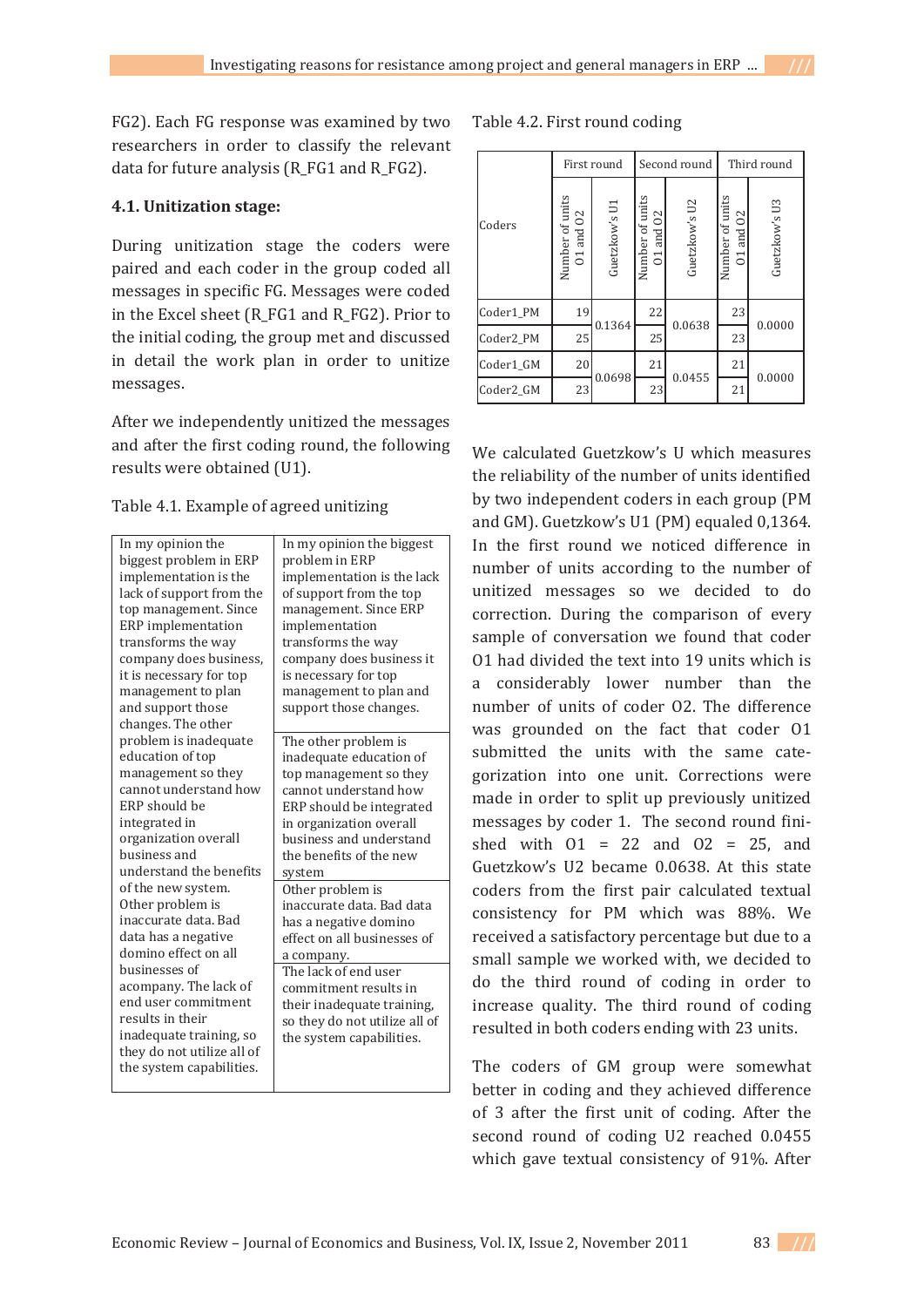FG2). Each FG response was examined by two researchers in order to classify the relevant data for future analysis (R_FG1 and R_FG2).

### 4.1. Unitization stage:

During unitization stage the coders were paired and each coder in the group coded all messages in specific FG. Messages were coded in the Excel sheet (R_FG1 and R_FG2). Prior to the initial coding, the group met and discussed in detail the work plan in order to unitize messages.

After we independently unitized the messages and after the first coding round, the following results were obtained (U1).

Table 4.1. Example of agreed unitizing

| | |
|---|---|
| In my opinion the biggest problem in ERP implementation is the lack of support from the top management. Since ERP implementation transforms the way company does business, it is necessary for top management to plan and support those changes. The other problem is inadequate education of top management so they cannot understand how ERP should be integrated in organization overall business and understand the benefits of the new system. Other problem is inaccurate data. Bad data has a negative domino effect on all businesses of acompany. The lack of end user commitment results in their inadequate training, so they do not utilize all of the system capabilities. | In my opinion the biggest problem in ERP implementation is the lack of support from the top management. Since ERP implementation transforms the way company does business it is necessary for top management to plan and support those changes. |
| | The other problem is inadequate education of top management so they cannot understand how ERP should be integrated in organization overall business and understand the benefits of the new system |
| | Other problem is inaccurate data. Bad data has a negative domino effect on all businesses of a company. |
| | The lack of end user commitment results in their inadequate training, so they do not utilize all of the system capabilities. |

Table 4.2. First round coding

| Coders | First round | | Second round | | Third round | |
|---|---|---|---|---|---|---|
| | Number of units O1 and O2 | Guetzkow's U1 | Number of units O1 and O2 | Guetzkow's U2 | Number of units O1 and O2 | Guetzkow's U3 |
| Coder1_PM | 19 | 0.1364 | 22 | 0.0638 | 23 | 0.0000 |
| Coder2_PM | 25 | | 25 | | 23 | |
| Coder1_GM | 20 | 0.0698 | 21 | 0.0455 | 21 | 0.0000 |
| Coder2_GM | 23 | | 23 | | 21 | |

We calculated Guetzkow's U which measures the reliability of the number of units identified by two independent coders in each group (PM and GM). Guetzkow's U1 (PM) equaled 0,1364. In the first round we noticed difference in number of units according to the number of unitized messages so we decided to do correction. During the comparison of every sample of conversation we found that coder O1 had divided the text into 19 units which is a considerably lower number than the number of units of coder O2. The difference was grounded on the fact that coder O1 submitted the units with the same categorization into one unit. Corrections were made in order to split up previously unitized messages by coder 1. The second round finished with O1 = 22 and O2 = 25, and Guetzkow's U2 became 0.0638. At this state coders from the first pair calculated textual consistency for PM which was 88%. We received a satisfactory percentage but due to a small sample we worked with, we decided to do the third round of coding in order to increase quality. The third round of coding resulted in both coders ending with 23 units.

The coders of GM group were somewhat better in coding and they achieved difference of 3 after the first unit of coding. After the second round of coding U2 reached 0.0455 which gave textual consistency of 91%. After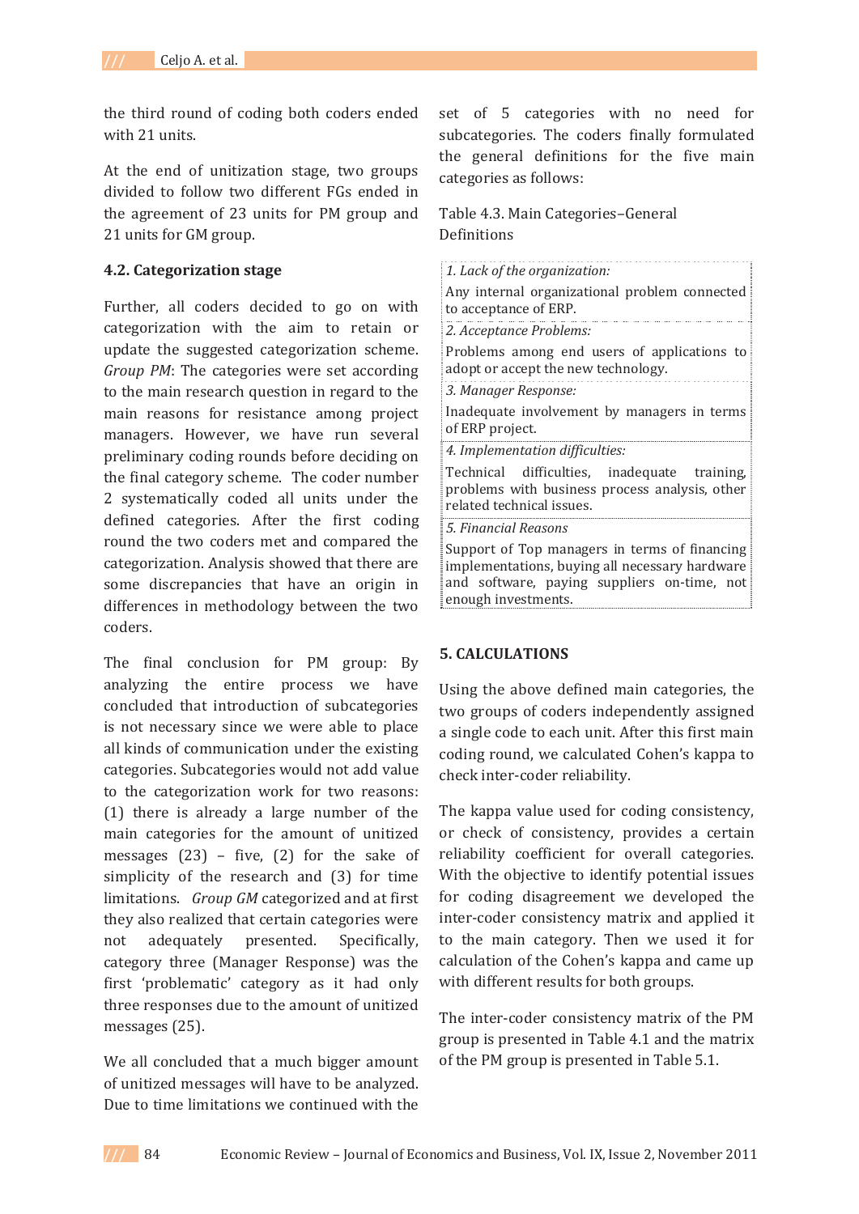the third round of coding both coders ended with 21 units.

At the end of unitization stage, two groups divided to follow two different FGs ended in the agreement of 23 units for PM group and 21 units for GM group.

### 4.2. Categorization stage

Further, all coders decided to go on with categorization with the aim to retain or update the suggested categorization scheme. *Group PM*: The categories were set according to the main research question in regard to the main reasons for resistance among project managers. However, we have run several preliminary coding rounds before deciding on the final category scheme. The coder number 2 systematically coded all units under the defined categories. After the first coding round the two coders met and compared the categorization. Analysis showed that there are some discrepancies that have an origin in differences in methodology between the two coders.

The final conclusion for PM group: By analyzing the entire process we have concluded that introduction of subcategories is not necessary since we were able to place all kinds of communication under the existing categories. Subcategories would not add value to the categorization work for two reasons: (1) there is already a large number of the main categories for the amount of unitized messages (23) – five, (2) for the sake of simplicity of the research and (3) for time limitations. *Group GM* categorized and at first they also realized that certain categories were not adequately presented. Specifically, category three (Manager Response) was the first 'problematic' category as it had only three responses due to the amount of unitized messages (25).

We all concluded that a much bigger amount of unitized messages will have to be analyzed. Due to time limitations we continued with the set of 5 categories with no need for subcategories. The coders finally formulated the general definitions for the five main categories as follows:

Table 4.3. Main Categories–General Definitions

| |
|---|
| *1. Lack of the organization:* |
| Any internal organizational problem connected to acceptance of ERP. |
| *2. Acceptance Problems:* |
| Problems among end users of applications to adopt or accept the new technology. |
| *3. Manager Response:* |
| Inadequate involvement by managers in terms of ERP project. |
| *4. Implementation difficulties:* |
| Technical difficulties, inadequate training, problems with business process analysis, other related technical issues. |
| *5. Financial Reasons* |
| Support of Top managers in terms of financing implementations, buying all necessary hardware and software, paying suppliers on-time, not enough investments. |

## 5. CALCULATIONS

Using the above defined main categories, the two groups of coders independently assigned a single code to each unit. After this first main coding round, we calculated Cohen's kappa to check inter-coder reliability.

The kappa value used for coding consistency, or check of consistency, provides a certain reliability coefficient for overall categories. With the objective to identify potential issues for coding disagreement we developed the inter-coder consistency matrix and applied it to the main category. Then we used it for calculation of the Cohen's kappa and came up with different results for both groups.

The inter-coder consistency matrix of the PM group is presented in Table 4.1 and the matrix of the PM group is presented in Table 5.1.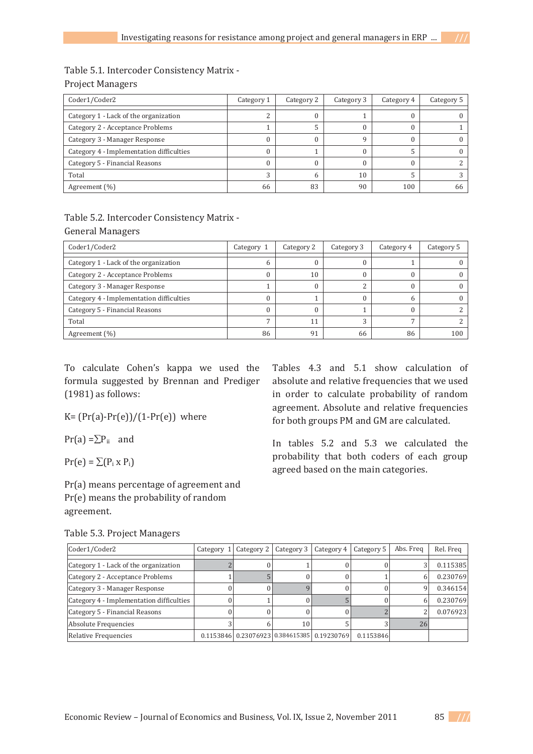Table 5.1. Intercoder Consistency Matrix - Project Managers

| Coder1/Coder2 | Category 1 | Category 2 | Category 3 | Category 4 | Category 5 |
|---|---|---|---|---|---|
| Category 1 - Lack of the organization | 2 | 0 | 1 | 0 | 0 |
| Category 2 - Acceptance Problems | 1 | 5 | 0 | 0 | 1 |
| Category 3 - Manager Response | 0 | 0 | 9 | 0 | 0 |
| Category 4 - Implementation difficulties | 0 | 1 | 0 | 5 | 0 |
| Category 5 - Financial Reasons | 0 | 0 | 0 | 0 | 2 |
| Total | 3 | 6 | 10 | 5 | 3 |
| Agreement (%) | 66 | 83 | 90 | 100 | 66 |

Table 5.2. Intercoder Consistency Matrix - General Managers

| Coder1/Coder2 | Category 1 | Category 2 | Category 3 | Category 4 | Category 5 |
|---|---|---|---|---|---|
| Category 1 - Lack of the organization | 6 | 0 | 0 | 1 | 0 |
| Category 2 - Acceptance Problems | 0 | 10 | 0 | 0 | 0 |
| Category 3 - Manager Response | 1 | 0 | 2 | 0 | 0 |
| Category 4 - Implementation difficulties | 0 | 1 | 0 | 6 | 0 |
| Category 5 - Financial Reasons | 0 | 0 | 1 | 0 | 2 |
| Total | 7 | 11 | 3 | 7 | 2 |
| Agreement (%) | 86 | 91 | 66 | 86 | 100 |

To calculate Cohen's kappa we used the formula suggested by Brennan and Prediger (1981) as follows:

$K= (Pr(a)-Pr(e))/(1-Pr(e))$ where

$Pr(a) =\sum P_{ii}$ and

$Pr(e) = \sum(P_i \times P_i)$

Pr(a) means percentage of agreement and Pr(e) means the probability of random agreement.

Tables 4.3 and 5.1 show calculation of absolute and relative frequencies that we used in order to calculate probability of random agreement. Absolute and relative frequencies for both groups PM and GM are calculated.

In tables 5.2 and 5.3 we calculated the probability that both coders of each group agreed based on the main categories.

Table 5.3. Project Managers

| Coder1/Coder2 | Category 1 | Category 2 | Category 3 | Category 4 | Category 5 | Abs. Freq | Rel. Freq |
|---|---|---|---|---|---|---|---|
| Category 1 - Lack of the organization | 2 | 0 | 1 | 0 | 0 | 3 | 0.115385 |
| Category 2 - Acceptance Problems | 1 | 5 | 0 | 0 | 1 | 6 | 0.230769 |
| Category 3 - Manager Response | 0 | 0 | 9 | 0 | 0 | 9 | 0.346154 |
| Category 4 - Implementation difficulties | 0 | 1 | 0 | 5 | 0 | 6 | 0.230769 |
| Category 5 - Financial Reasons | 0 | 0 | 0 | 0 | 2 | 2 | 0.076923 |
| Absolute Frequencies | 3 | 6 | 10 | 5 | 3 | 26 | |
| Relative Frequencies | 0.1153846 | 0.23076923 | 0.384615385 | 0.19230769 | 0.1153846 | | |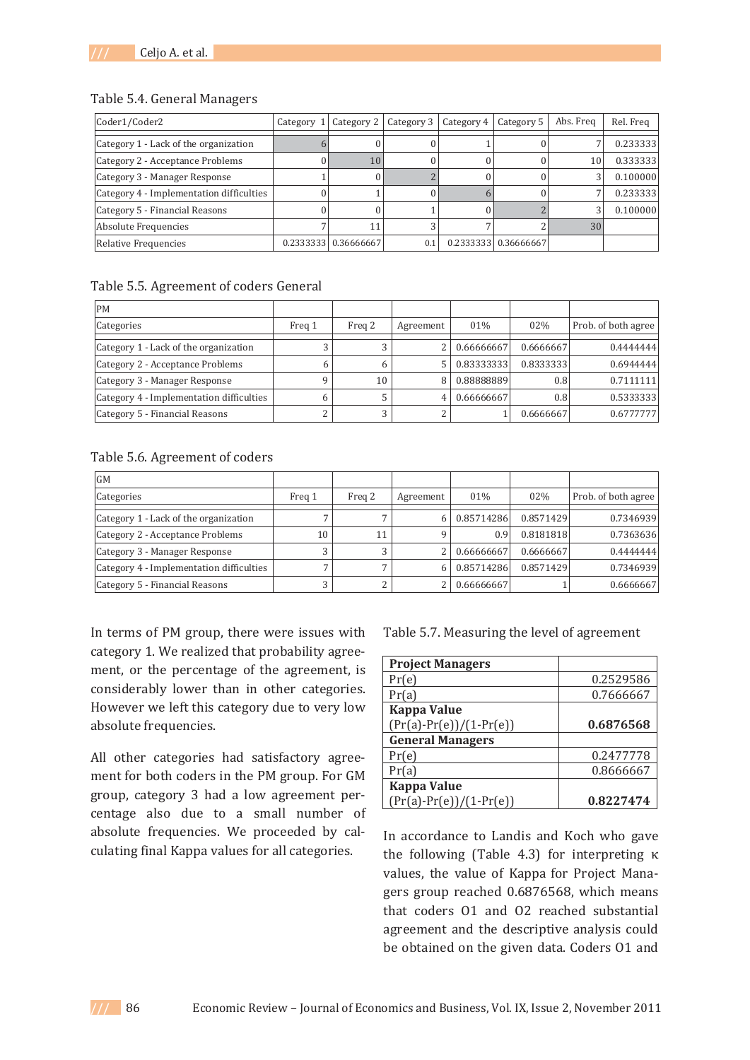Table 5.4. General Managers

| Coder1/Coder2 | Category 1 | Category 2 | Category 3 | Category 4 | Category 5 | Abs. Freq | Rel. Freq |
|---|---|---|---|---|---|---|---|
| Category 1 - Lack of the organization | 6 | 0 | 0 | 1 | 0 | 7 | 0.233333 |
| Category 2 - Acceptance Problems | 0 | 10 | 0 | 0 | 0 | 10 | 0.333333 |
| Category 3 - Manager Response | 1 | 0 | 2 | 0 | 0 | 3 | 0.100000 |
| Category 4 - Implementation difficulties | 0 | 1 | 0 | 6 | 0 | 7 | 0.233333 |
| Category 5 - Financial Reasons | 0 | 0 | 1 | 0 | 2 | 3 | 0.100000 |
| Absolute Frequencies | 7 | 11 | 3 | 7 | 2 | 30 | |
| Relative Frequencies | 0.2333333 | 0.36666667 | 0.1 | 0.2333333 | 0.36666667 | | |

Table 5.5. Agreement of coders General

| PM | | | | | | |
|---|---|---|---|---|---|---|
| Categories | Freq 1 | Freq 2 | Agreement | 01% | 02% | Prob. of both agree |
| Category 1 - Lack of the organization | 3 | 3 | 2 | 0.66666667 | 0.6666667 | 0.4444444 |
| Category 2 - Acceptance Problems | 6 | 6 | 5 | 0.83333333 | 0.8333333 | 0.6944444 |
| Category 3 - Manager Response | 9 | 10 | 8 | 0.88888889 | 0.8 | 0.7111111 |
| Category 4 - Implementation difficulties | 6 | 5 | 4 | 0.66666667 | 0.8 | 0.5333333 |
| Category 5 - Financial Reasons | 2 | 3 | 2 | 1 | 0.6666667 | 0.6777777 |

Table 5.6. Agreement of coders

| GM | | | | | | |
|---|---|---|---|---|---|---|
| Categories | Freq 1 | Freq 2 | Agreement | 01% | 02% | Prob. of both agree |
| Category 1 - Lack of the organization | 7 | 7 | 6 | 0.85714286 | 0.8571429 | 0.7346939 |
| Category 2 - Acceptance Problems | 10 | 11 | 9 | 0.9 | 0.8181818 | 0.7363636 |
| Category 3 - Manager Response | 3 | 3 | 2 | 0.66666667 | 0.6666667 | 0.4444444 |
| Category 4 - Implementation difficulties | 7 | 7 | 6 | 0.85714286 | 0.8571429 | 0.7346939 |
| Category 5 - Financial Reasons | 3 | 2 | 2 | 0.66666667 | 1 | 0.6666667 |

In terms of PM group, there were issues with category 1. We realized that probability agreement, or the percentage of the agreement, is considerably lower than in other categories. However we left this category due to very low absolute frequencies.

All other categories had satisfactory agreement for both coders in the PM group. For GM group, category 3 had a low agreement percentage also due to a small number of absolute frequencies. We proceeded by calculating final Kappa values for all categories.

Table 5.7. Measuring the level of agreement

| **Project Managers** | |
|---|---|
| Pr(e) | 0.2529586 |
| Pr(a) | 0.7666667 |
| **Kappa Value** (Pr(a)-Pr(e))/(1-Pr(e)) | **0.6876568** |
| **General Managers** | |
| Pr(e) | 0.2477778 |
| Pr(a) | 0.8666667 |
| **Kappa Value** (Pr(a)-Pr(e))/(1-Pr(e)) | **0.8227474** |

In accordance to Landis and Koch who gave the following (Table 4.3) for interpreting κ values, the value of Kappa for Project Managers group reached 0.6876568, which means that coders O1 and O2 reached substantial agreement and the descriptive analysis could be obtained on the given data. Coders O1 and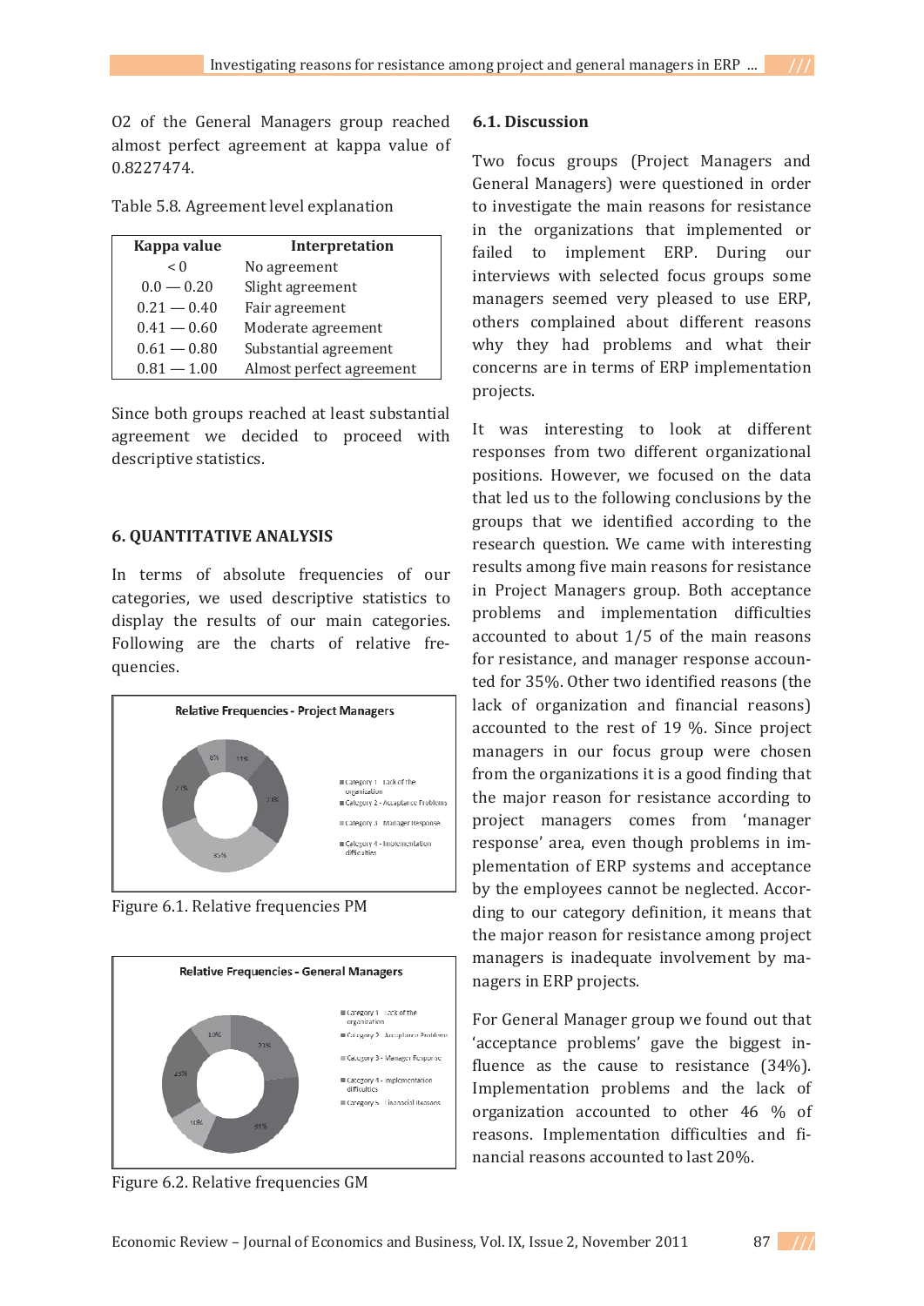O2 of the General Managers group reached almost perfect agreement at kappa value of 0.8227474.

Table 5.8. Agreement level explanation

| Kappa value | Interpretation |
|---|---|
| < 0 | No agreement |
| 0.0 — 0.20 | Slight agreement |
| 0.21 — 0.40 | Fair agreement |
| 0.41 — 0.60 | Moderate agreement |
| 0.61 — 0.80 | Substantial agreement |
| 0.81 — 1.00 | Almost perfect agreement |

Since both groups reached at least substantial agreement we decided to proceed with descriptive statistics.

## 6. QUANTITATIVE ANALYSIS

In terms of absolute frequencies of our categories, we used descriptive statistics to display the results of our main categories. Following are the charts of relative frequencies.

Figure 6.1. Relative frequencies PM

Figure 6.2. Relative frequencies GM

### 6.1. Discussion

Two focus groups (Project Managers and General Managers) were questioned in order to investigate the main reasons for resistance in the organizations that implemented or failed to implement ERP. During our interviews with selected focus groups some managers seemed very pleased to use ERP, others complained about different reasons why they had problems and what their concerns are in terms of ERP implementation projects.

It was interesting to look at different responses from two different organizational positions. However, we focused on the data that led us to the following conclusions by the groups that we identified according to the research question. We came with interesting results among five main reasons for resistance in Project Managers group. Both acceptance problems and implementation difficulties accounted to about 1/5 of the main reasons for resistance, and manager response accounted for 35%. Other two identified reasons (the lack of organization and financial reasons) accounted to the rest of 19 %. Since project managers in our focus group were chosen from the organizations it is a good finding that the major reason for resistance according to project managers comes from 'manager response' area, even though problems in implementation of ERP systems and acceptance by the employees cannot be neglected. According to our category definition, it means that the major reason for resistance among project managers is inadequate involvement by managers in ERP projects.

For General Manager group we found out that 'acceptance problems' gave the biggest influence as the cause to resistance (34%). Implementation problems and the lack of organization accounted to other 46 % of reasons. Implementation difficulties and financial reasons accounted to last 20%.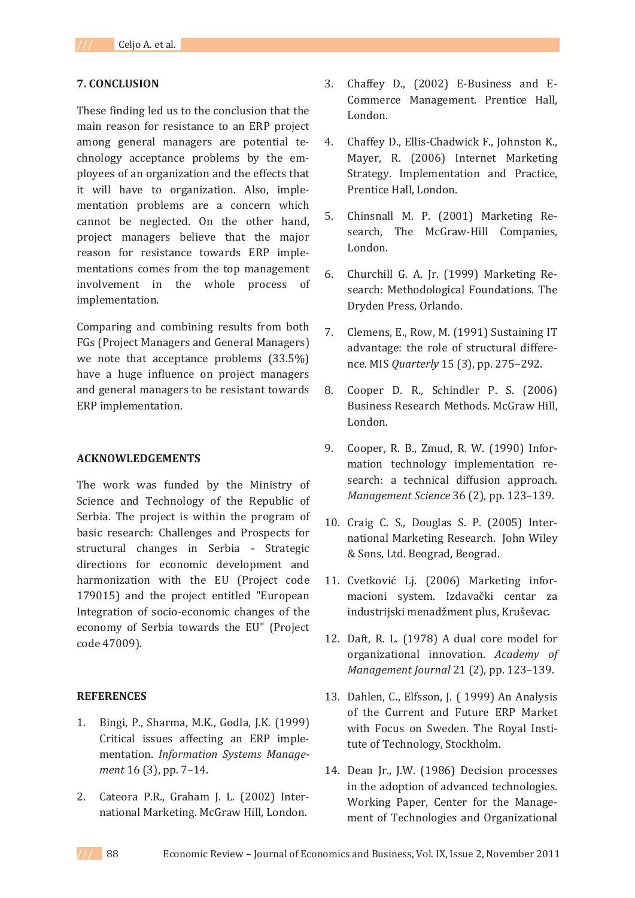## 7. CONCLUSION

These finding led us to the conclusion that the main reason for resistance to an ERP project among general managers are potential technology acceptance problems by the employees of an organization and the effects that it will have to organization. Also, implementation problems are a concern which cannot be neglected. On the other hand, project managers believe that the major reason for resistance towards ERP implementations comes from the top management involvement in the whole process of implementation.

Comparing and combining results from both FGs (Project Managers and General Managers) we note that acceptance problems (33.5%) have a huge influence on project managers and general managers to be resistant towards ERP implementation.

## ACKNOWLEDGEMENTS

The work was funded by the Ministry of Science and Technology of the Republic of Serbia. The project is within the program of basic research: Challenges and Prospects for structural changes in Serbia - Strategic directions for economic development and harmonization with the EU (Project code 179015) and the project entitled "European Integration of socio-economic changes of the economy of Serbia towards the EU" (Project code 47009).

## REFERENCES

1. Bingi, P., Sharma, M.K., Godla, J.K. (1999) Critical issues affecting an ERP implementation. *Information Systems Management* 16 (3), pp. 7–14.

2. Cateora P.R., Graham J. L. (2002) International Marketing. McGraw Hill, London.

3. Chaffey D., (2002) E-Business and E-Commerce Management. Prentice Hall, London.

4. Chaffey D., Ellis-Chadwick F., Johnston K., Mayer, R. (2006) Internet Marketing Strategy. Implementation and Practice, Prentice Hall, London.

5. Chinsnall M. P. (2001) Marketing Research, The McGraw-Hill Companies, London.

6. Churchill G. A. Jr. (1999) Marketing Research: Methodological Foundations. The Dryden Press, Orlando.

7. Clemens, E., Row, M. (1991) Sustaining IT advantage: the role of structural difference. MIS *Quarterly* 15 (3), pp. 275–292.

8. Cooper D. R., Schindler P. S. (2006) Business Research Methods. McGraw Hill, London.

9. Cooper, R. B., Zmud, R. W. (1990) Information technology implementation research: a technical diffusion approach. *Management Science* 36 (2), pp. 123–139.

10. Craig C. S., Douglas S. P. (2005) International Marketing Research. John Wiley & Sons, Ltd. Beograd, Beograd.

11. Cvetković Lj. (2006) Marketing informacioni system. Izdavački centar za industrijski menadžment plus, Kruševac.

12. Daft, R. L. (1978) A dual core model for organizational innovation. *Academy of Management Journal* 21 (2), pp. 123–139.

13. Dahlen, C., Elfsson, J. ( 1999) An Analysis of the Current and Future ERP Market with Focus on Sweden. The Royal Institute of Technology, Stockholm.

14. Dean Jr., J.W. (1986) Decision processes in the adoption of advanced technologies. Working Paper, Center for the Management of Technologies and Organizational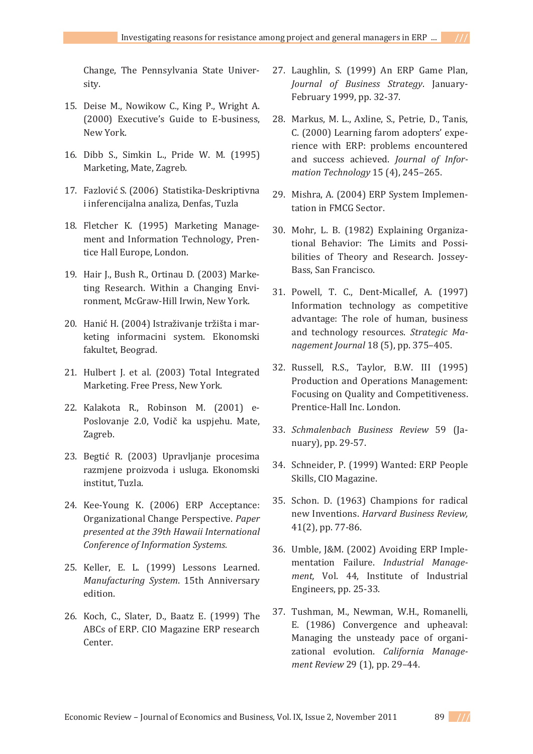Change, The Pennsylvania State University.

15. Deise M., Nowikow C., King P., Wright A. (2000) Executive's Guide to E-business, New York.

16. Dibb S., Simkin L., Pride W. M. (1995) Marketing, Mate, Zagreb.

17. Fazlović S. (2006) Statistika-Deskriptivna i inferencijalna analiza, Denfas, Tuzla

18. Fletcher K. (1995) Marketing Management and Information Technology, Prentice Hall Europe, London.

19. Hair J., Bush R., Ortinau D. (2003) Marketing Research. Within a Changing Environment, McGraw-Hill Irwin, New York.

20. Hanić H. (2004) Istraživanje tržišta i marketing informacini system. Ekonomski fakultet, Beograd.

21. Hulbert J. et al. (2003) Total Integrated Marketing. Free Press, New York.

22. Kalakota R., Robinson M. (2001) e-Poslovanje 2.0, Vodič ka uspjehu. Mate, Zagreb.

23. Begtić R. (2003) Upravljanje procesima razmjene proizvoda i usluga. Ekonomski institut, Tuzla.

24. Kee-Young K. (2006) ERP Acceptance: Organizational Change Perspective. *Paper presented at the 39th Hawaii International Conference of Information Systems.*

25. Keller, E. L. (1999) Lessons Learned. *Manufacturing System*. 15th Anniversary edition.

26. Koch, C., Slater, D., Baatz E. (1999) The ABCs of ERP. CIO Magazine ERP research Center.

27. Laughlin, S. (1999) An ERP Game Plan, *Journal of Business Strategy*. January-February 1999, pp. 32-37.

28. Markus, M. L., Axline, S., Petrie, D., Tanis, C. (2000) Learning farom adopters' experience with ERP: problems encountered and success achieved. *Journal of Information Technology* 15 (4), 245–265.

29. Mishra, A. (2004) ERP System Implementation in FMCG Sector.

30. Mohr, L. B. (1982) Explaining Organizational Behavior: The Limits and Possibilities of Theory and Research. Jossey-Bass, San Francisco.

31. Powell, T. C., Dent-Micallef, A. (1997) Information technology as competitive advantage: The role of human, business and technology resources. *Strategic Management Journal* 18 (5), pp. 375–405.

32. Russell, R.S., Taylor, B.W. III (1995) Production and Operations Management: Focusing on Quality and Competitiveness. Prentice-Hall Inc. London.

33. *Schmalenbach Business Review* 59 (January), pp. 29-57.

34. Schneider, P. (1999) Wanted: ERP People Skills, CIO Magazine.

35. Schon. D. (1963) Champions for radical new Inventions. *Harvard Business Review,* 41(2), pp. 77-86.

36. Umble, J&M. (2002) Avoiding ERP Implementation Failure. *Industrial Management,* Vol. 44, Institute of Industrial Engineers, pp. 25-33.

37. Tushman, M., Newman, W.H., Romanelli, E. (1986) Convergence and upheaval: Managing the unsteady pace of organizational evolution. *California Management Review* 29 (1), pp. 29–44.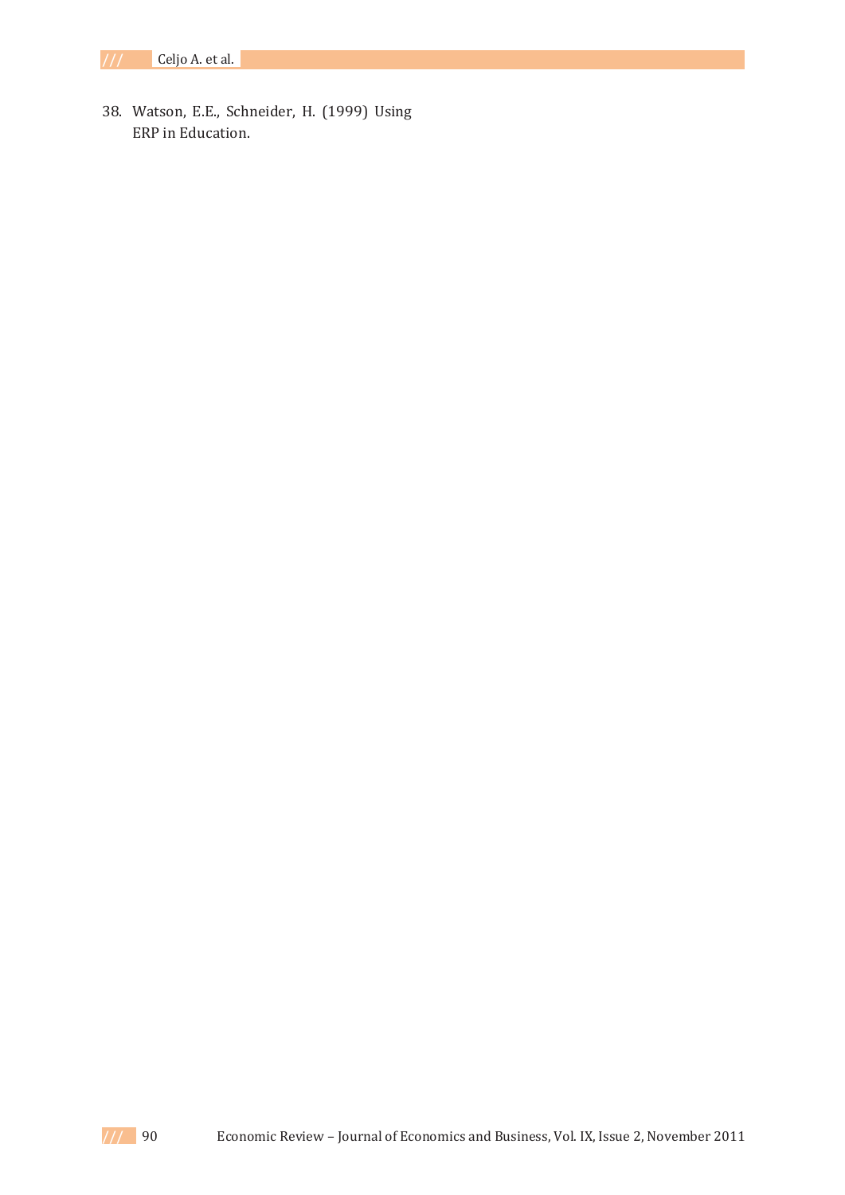38. Watson, E.E., Schneider, H. (1999) Using ERP in Education.